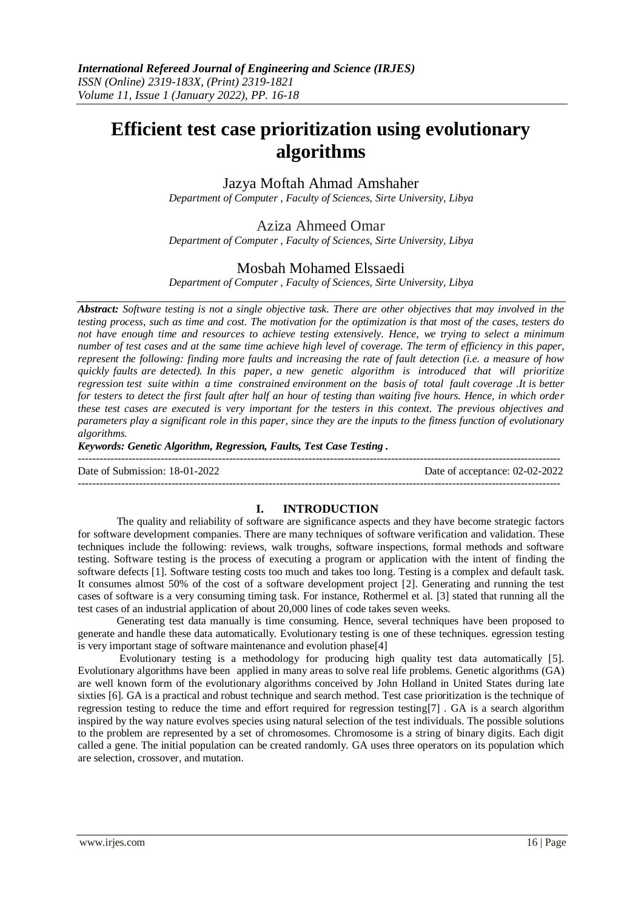# Efficient test case prioritization using evolutionary algorithms

Jazya Moftah Ahmad Amshaher
*Department of Computer , Faculty of Sciences, Sirte University, Libya*

Aziza Ahmeed Omar
*Department of Computer , Faculty of Sciences, Sirte University, Libya*

Mosbah Mohamed Elssaedi
*Department of Computer , Faculty of Sciences, Sirte University, Libya*

***Abstract:*** *Software testing is not a single objective task. There are other objectives that may involved in the testing process, such as time and cost. The motivation for the optimization is that most of the cases, testers do not have enough time and resources to achieve testing extensively. Hence, we trying to select a minimum number of test cases and at the same time achieve high level of coverage. The term of efficiency in this paper, represent the following: finding more faults and increasing the rate of fault detection (i.e. a measure of how quickly faults are detected). In this paper, a new genetic algorithm is introduced that will prioritize regression test suite within a time constrained environment on the basis of total fault coverage .It is better for testers to detect the first fault after half an hour of testing than waiting five hours. Hence, in which order these test cases are executed is very important for the testers in this context. The previous objectives and parameters play a significant role in this paper, since they are the inputs to the fitness function of evolutionary algorithms.*

***Keywords: Genetic Algorithm, Regression, Faults, Test Case Testing .***

---

Date of Submission: 18-01-2022 Date of acceptance: 02-02-2022

---

## I. INTRODUCTION

The quality and reliability of software are significance aspects and they have become strategic factors for software development companies. There are many techniques of software verification and validation. These techniques include the following: reviews, walk troughs, software inspections, formal methods and software testing. Software testing is the process of executing a program or application with the intent of finding the software defects [1]. Software testing costs too much and takes too long. Testing is a complex and default task. It consumes almost 50% of the cost of a software development project [2]. Generating and running the test cases of software is a very consuming timing task. For instance, Rothermel et al. [3] stated that running all the test cases of an industrial application of about 20,000 lines of code takes seven weeks.

Generating test data manually is time consuming. Hence, several techniques have been proposed to generate and handle these data automatically. Evolutionary testing is one of these techniques. egression testing is very important stage of software maintenance and evolution phase[4]

Evolutionary testing is a methodology for producing high quality test data automatically [5]. Evolutionary algorithms have been applied in many areas to solve real life problems. Genetic algorithms (GA) are well known form of the evolutionary algorithms conceived by John Holland in United States during late sixties [6]. GA is a practical and robust technique and search method. Test case prioritization is the technique of regression testing to reduce the time and effort required for regression testing[7] . GA is a search algorithm inspired by the way nature evolves species using natural selection of the test individuals. The possible solutions to the problem are represented by a set of chromosomes. Chromosome is a string of binary digits. Each digit called a gene. The initial population can be created randomly. GA uses three operators on its population which are selection, crossover, and mutation.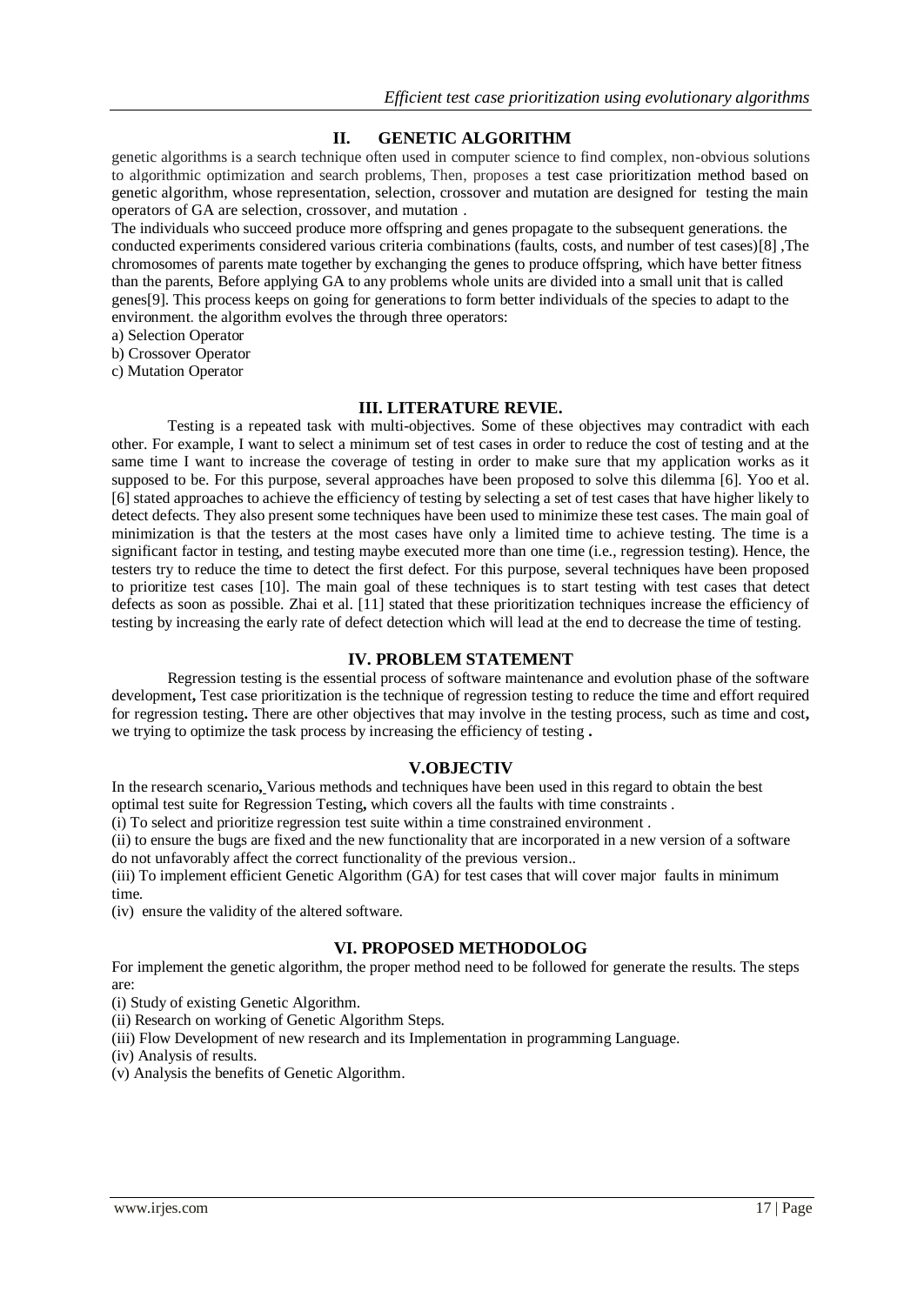## II. GENETIC ALGORITHM

genetic algorithms is a search technique often used in computer science to find complex, non-obvious solutions to algorithmic optimization and search problems, Then, proposes a test case prioritization method based on genetic algorithm, whose representation, selection, crossover and mutation are designed for testing the main operators of GA are selection, crossover, and mutation .

The individuals who succeed produce more offspring and genes propagate to the subsequent generations. the conducted experiments considered various criteria combinations (faults, costs, and number of test cases)[8] ,The chromosomes of parents mate together by exchanging the genes to produce offspring, which have better fitness than the parents, Before applying GA to any problems whole units are divided into a small unit that is called genes[9]. This process keeps on going for generations to form better individuals of the species to adapt to the environment. the algorithm evolves the through three operators:

a) Selection Operator
b) Crossover Operator
c) Mutation Operator

## III. LITERATURE REVIE.

Testing is a repeated task with multi-objectives. Some of these objectives may contradict with each other. For example, I want to select a minimum set of test cases in order to reduce the cost of testing and at the same time I want to increase the coverage of testing in order to make sure that my application works as it supposed to be. For this purpose, several approaches have been proposed to solve this dilemma [6]. Yoo et al. [6] stated approaches to achieve the efficiency of testing by selecting a set of test cases that have higher likely to detect defects. They also present some techniques have been used to minimize these test cases. The main goal of minimization is that the testers at the most cases have only a limited time to achieve testing. The time is a significant factor in testing, and testing maybe executed more than one time (i.e., regression testing). Hence, the testers try to reduce the time to detect the first defect. For this purpose, several techniques have been proposed to prioritize test cases [10]. The main goal of these techniques is to start testing with test cases that detect defects as soon as possible. Zhai et al. [11] stated that these prioritization techniques increase the efficiency of testing by increasing the early rate of defect detection which will lead at the end to decrease the time of testing.

## IV. PROBLEM STATEMENT

Regression testing is the essential process of software maintenance and evolution phase of the software development**,** Test case prioritization is the technique of regression testing to reduce the time and effort required for regression testing**.** There are other objectives that may involve in the testing process, such as time and cost**,** we trying to optimize the task process by increasing the efficiency of testing **.**

## V.OBJECTIV

In the research scenario**,** Various methods and techniques have been used in this regard to obtain the best optimal test suite for Regression Testing**,** which covers all the faults with time constraints .

(i) To select and prioritize regression test suite within a time constrained environment .

(ii) to ensure the bugs are fixed and the new functionality that are incorporated in a new version of a software do not unfavorably affect the correct functionality of the previous version..

(iii) To implement efficient Genetic Algorithm (GA) for test cases that will cover major faults in minimum time.

(iv) ensure the validity of the altered software.

## VI. PROPOSED METHODOLOG

For implement the genetic algorithm, the proper method need to be followed for generate the results. The steps are:

(i) Study of existing Genetic Algorithm.
(ii) Research on working of Genetic Algorithm Steps.
(iii) Flow Development of new research and its Implementation in programming Language.
(iv) Analysis of results.
(v) Analysis the benefits of Genetic Algorithm.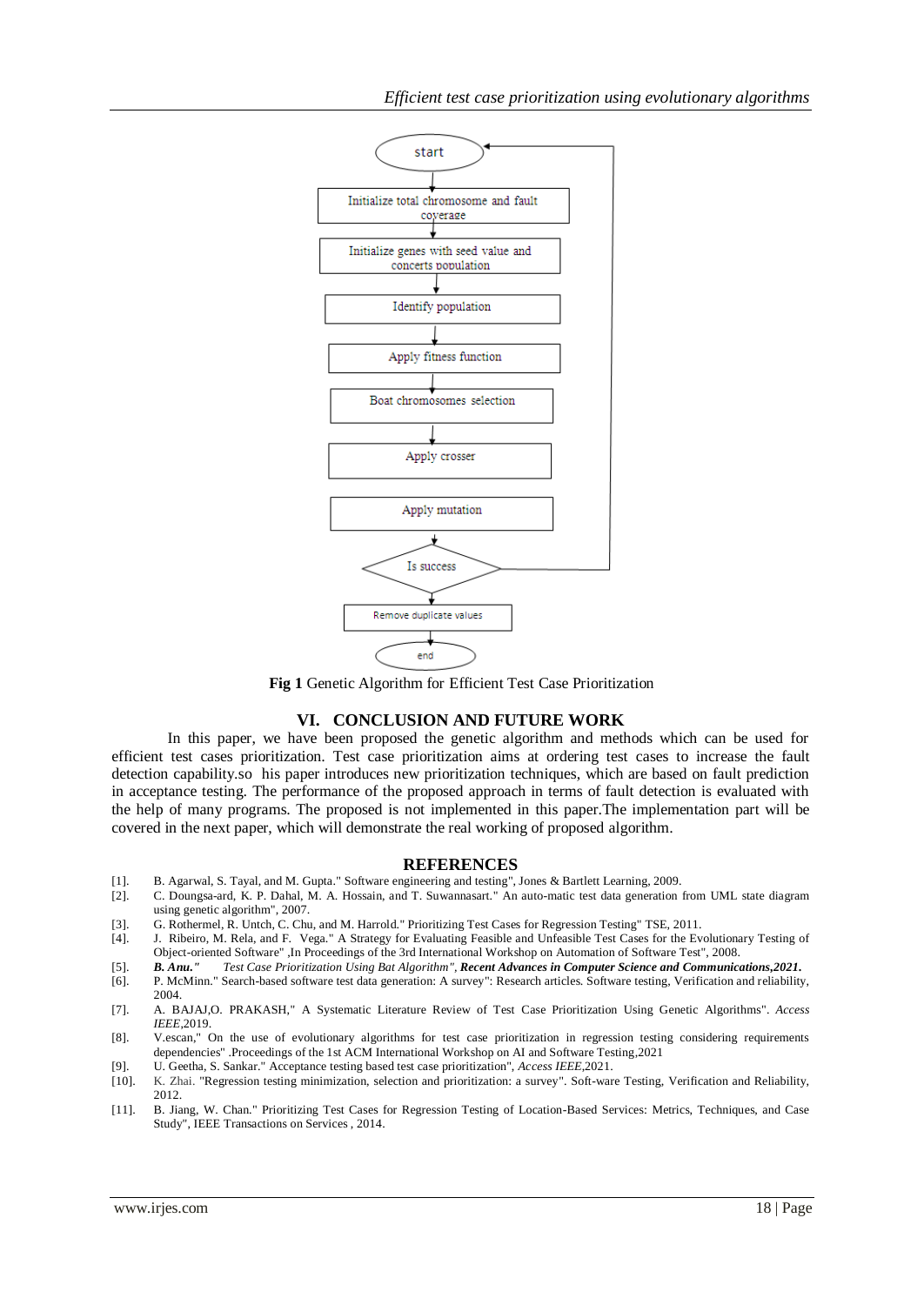start

Initialize total chromosome and fault coverage

Initialize genes with seed value and concerts population

Identify population

Apply fitness function

Boat chromosomes selection

Apply crosser

Apply mutation

Is success

Remove duplicate values

end

**Fig 1** Genetic Algorithm for Efficient Test Case Prioritization

## VI. CONCLUSION AND FUTURE WORK

In this paper, we have been proposed the genetic algorithm and methods which can be used for efficient test cases prioritization. Test case prioritization aims at ordering test cases to increase the fault detection capability.so his paper introduces new prioritization techniques, which are based on fault prediction in acceptance testing. The performance of the proposed approach in terms of fault detection is evaluated with the help of many programs. The proposed is not implemented in this paper.The implementation part will be covered in the next paper, which will demonstrate the real working of proposed algorithm.

## REFERENCES

[1]. B. Agarwal, S. Tayal, and M. Gupta." Software engineering and testing", Jones & Bartlett Learning, 2009.

[2]. C. Doungsa-ard, K. P. Dahal, M. A. Hossain, and T. Suwannasart." An auto-matic test data generation from UML state diagram using genetic algorithm", 2007.

[3]. G. Rothermel, R. Untch, C. Chu, and M. Harrold." Prioritizing Test Cases for Regression Testing" TSE, 2011.

[4]. J. Ribeiro, M. Rela, and F. Vega." A Strategy for Evaluating Feasible and Unfeasible Test Cases for the Evolutionary Testing of Object-oriented Software" ,In Proceedings of the 3rd International Workshop on Automation of Software Test", 2008.

[5]. ***B. Anu."*** *Test Case Prioritization Using Bat Algorithm"*, ***Recent Advances in Computer Science and Communications,2021.***

[6]. P. McMinn." Search-based software test data generation: A survey": Research articles. Software testing, Verification and reliability, 2004.

[7]. A. BAJAJ,O. PRAKASH," A Systematic Literature Review of Test Case Prioritization Using Genetic Algorithms". *Access IEEE*,2019.

[8]. V.escan," On the use of evolutionary algorithms for test case prioritization in regression testing considering requirements dependencies" .Proceedings of the 1st ACM International Workshop on AI and Software Testing,2021

[9]. U. Geetha, S. Sankar." Acceptance testing based test case prioritization", *Access IEEE*,2021.

[10]. K. Zhai. "Regression testing minimization, selection and prioritization: a survey". Soft-ware Testing, Verification and Reliability, 2012.

[11]. B. Jiang, W. Chan." Prioritizing Test Cases for Regression Testing of Location-Based Services: Metrics, Techniques, and Case Study", IEEE Transactions on Services , 2014.